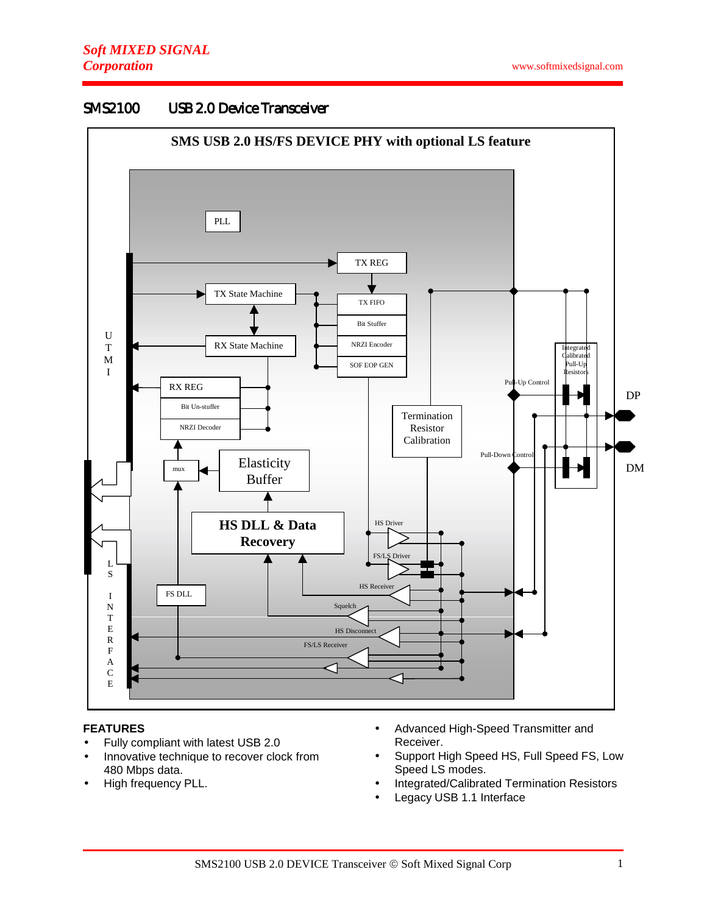**Soft MIXED SIGNAL Corporation**

www.softmixedsignal.com

# SMS2100 USB 2.0 Device Transceiver

SMS USB 2.0 HS/FS DEVICE PHY with optional LS feature

PLL

TX REG

TX State Machine

TX FIFO

Bit Stuffer

NRZI Encoder

SOF EOP GEN

RX State Machine

RX REG

Bit Un-stuffer

NRZI Decoder

mux

Elasticity Buffer

HS DLL & Data Recovery

FS DLL

Termination Resistor Calibration

Integrated Calibrated Pull-Up Resistors

Pull-Up Control

Pull-Down Control

DP

DM

HS Driver

FS/LS Driver

HS Receiver

Squelch

HS Disconnect

FS/LS Receiver

UTMI

LS INTERFACE

## FEATURES

- Fully compliant with latest USB 2.0
- Innovative technique to recover clock from 480 Mbps data.
- High frequency PLL.
- Advanced High-Speed Transmitter and Receiver.
- Support High Speed HS, Full Speed FS, Low Speed LS modes.
- Integrated/Calibrated Termination Resistors
- Legacy USB 1.1 Interface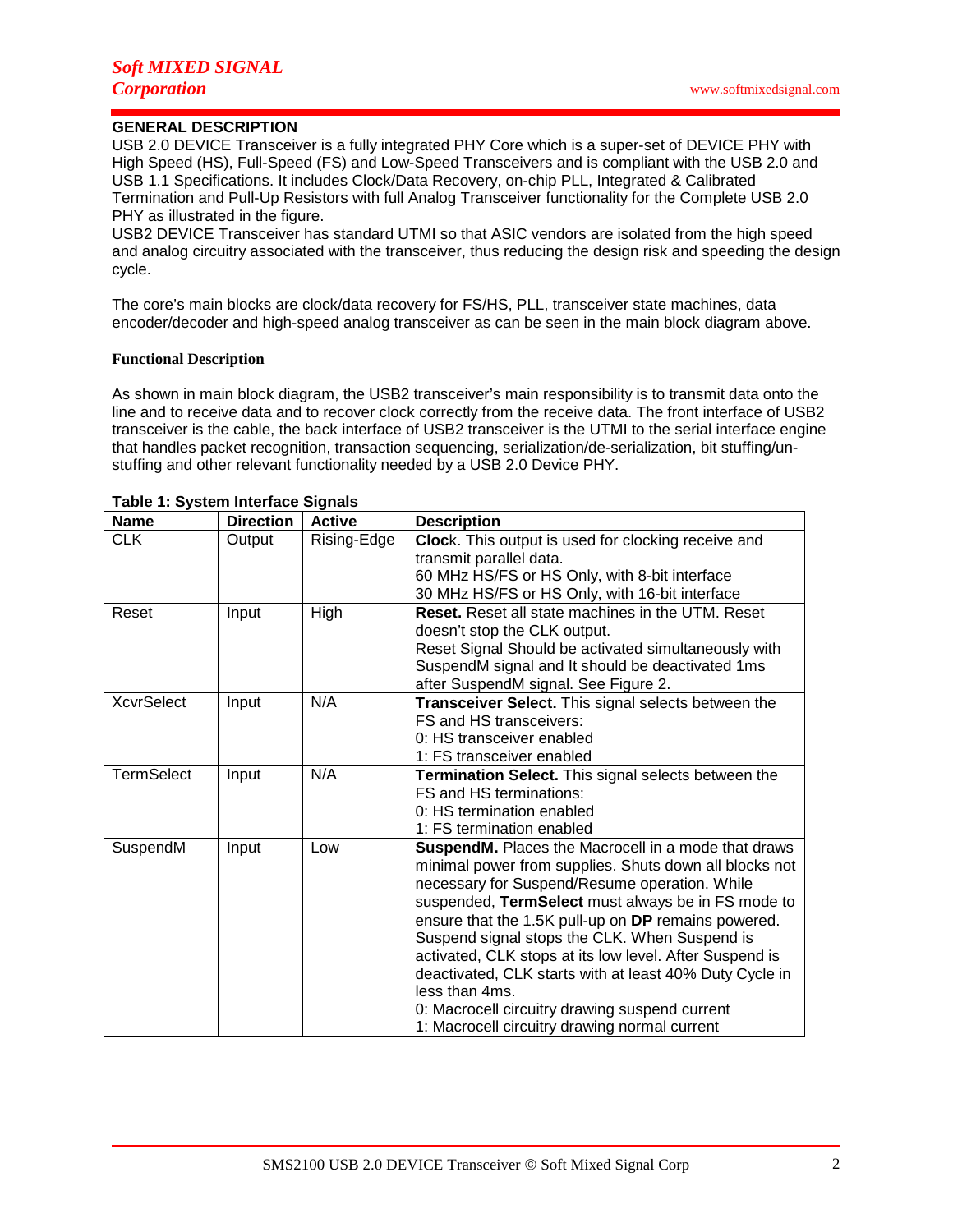## GENERAL DESCRIPTION

USB 2.0 DEVICE Transceiver is a fully integrated PHY Core which is a super-set of DEVICE PHY with High Speed (HS), Full-Speed (FS) and Low-Speed Transceivers and is compliant with the USB 2.0 and USB 1.1 Specifications. It includes Clock/Data Recovery, on-chip PLL, Integrated & Calibrated Termination and Pull-Up Resistors with full Analog Transceiver functionality for the Complete USB 2.0 PHY as illustrated in the figure.
USB2 DEVICE Transceiver has standard UTMI so that ASIC vendors are isolated from the high speed and analog circuitry associated with the transceiver, thus reducing the design risk and speeding the design cycle.

The core's main blocks are clock/data recovery for FS/HS, PLL, transceiver state machines, data encoder/decoder and high-speed analog transceiver as can be seen in the main block diagram above.

### Functional Description

As shown in main block diagram, the USB2 transceiver's main responsibility is to transmit data onto the line and to receive data and to recover clock correctly from the receive data. The front interface of USB2 transceiver is the cable, the back interface of USB2 transceiver is the UTMI to the serial interface engine that handles packet recognition, transaction sequencing, serialization/de-serialization, bit stuffing/un-stuffing and other relevant functionality needed by a USB 2.0 Device PHY.

**Table 1: System Interface Signals**

| Name | Direction | Active | Description |
|---|---|---|---|
| CLK | Output | Rising-Edge | **Clock**. This output is used for clocking receive and transmit parallel data.<br>60 MHz HS/FS or HS Only, with 8-bit interface<br>30 MHz HS/FS or HS Only, with 16-bit interface |
| Reset | Input | High | **Reset.** Reset all state machines in the UTM. Reset doesn't stop the CLK output.<br>Reset Signal Should be activated simultaneously with SuspendM signal and It should be deactivated 1ms after SuspendM signal. See Figure 2. |
| XcvrSelect | Input | N/A | **Transceiver Select.** This signal selects between the FS and HS transceivers:<br>0: HS transceiver enabled<br>1: FS transceiver enabled |
| TermSelect | Input | N/A | **Termination Select.** This signal selects between the FS and HS terminations:<br>0: HS termination enabled<br>1: FS termination enabled |
| SuspendM | Input | Low | **SuspendM.** Places the Macrocell in a mode that draws minimal power from supplies. Shuts down all blocks not necessary for Suspend/Resume operation. While suspended, **TermSelect** must always be in FS mode to ensure that the 1.5K pull-up on **DP** remains powered. Suspend signal stops the CLK. When Suspend is activated, CLK stops at its low level. After Suspend is deactivated, CLK starts with at least 40% Duty Cycle in less than 4ms.<br>0: Macrocell circuitry drawing suspend current<br>1: Macrocell circuitry drawing normal current |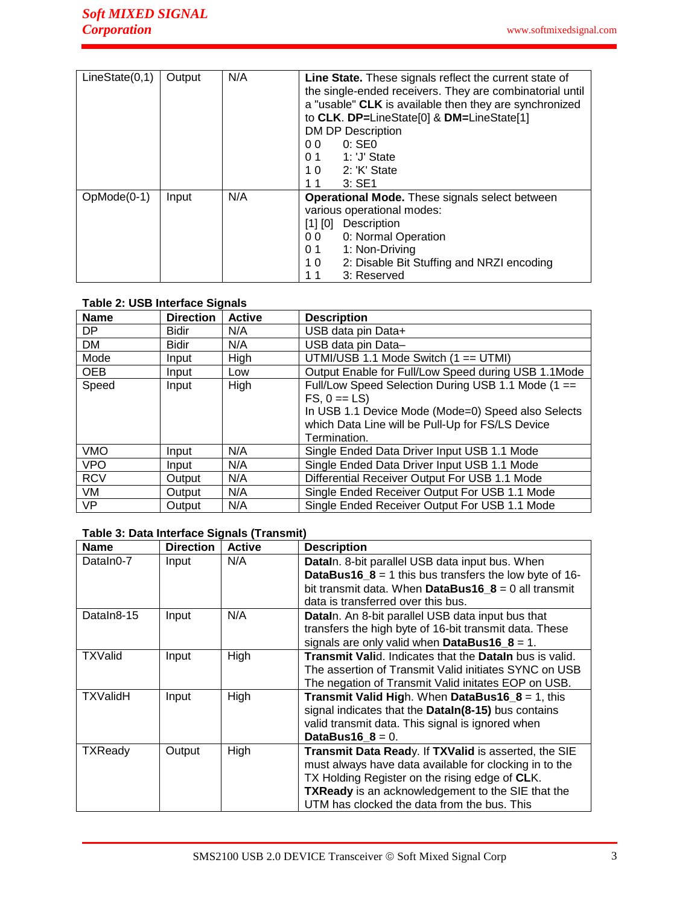| | | | |
|---|---|---|---|
| LineState(0,1) | Output | N/A | **Line State.** These signals reflect the current state of the single-ended receivers. They are combinatorial until a "usable" **CLK** is available then they are synchronized to **CLK**. **DP=**LineState[0] & **DM=**LineState[1]<br>DM DP Description<br>0 0 0: SE0<br>0 1 1: 'J' State<br>1 0 2: 'K' State<br>1 1 3: SE1 |
| OpMode(0-1) | Input | N/A | **Operational Mode.** These signals select between various operational modes:<br>[1] [0] Description<br>0 0 0: Normal Operation<br>0 1 1: Non-Driving<br>1 0 2: Disable Bit Stuffing and NRZI encoding<br>1 1 3: Reserved |

**Table 2: USB Interface Signals**

| Name | Direction | Active | Description |
|---|---|---|---|
| DP | Bidir | N/A | USB data pin Data+ |
| DM | Bidir | N/A | USB data pin Data– |
| Mode | Input | High | UTMI/USB 1.1 Mode Switch (1 == UTMI) |
| OEB | Input | Low | Output Enable for Full/Low Speed during USB 1.1Mode |
| Speed | Input | High | Full/Low Speed Selection During USB 1.1 Mode (1 == FS, 0 == LS)<br>In USB 1.1 Device Mode (Mode=0) Speed also Selects which Data Line will be Pull-Up for FS/LS Device Termination. |
| VMO | Input | N/A | Single Ended Data Driver Input USB 1.1 Mode |
| VPO | Input | N/A | Single Ended Data Driver Input USB 1.1 Mode |
| RCV | Output | N/A | Differential Receiver Output For USB 1.1 Mode |
| VM | Output | N/A | Single Ended Receiver Output For USB 1.1 Mode |
| VP | Output | N/A | Single Ended Receiver Output For USB 1.1 Mode |

**Table 3: Data Interface Signals (Transmit)**

| Name | Direction | Active | Description |
|---|---|---|---|
| DataIn0-7 | Input | N/A | **DataI**n. 8-bit parallel USB data input bus. When **DataBus16_8** = 1 this bus transfers the low byte of 16-bit transmit data. When **DataBus16_8** = 0 all transmit data is transferred over this bus. |
| DataIn8-15 | Input | N/A | **DataI**n. An 8-bit parallel USB data input bus that transfers the high byte of 16-bit transmit data. These signals are only valid when **DataBus16_8** = 1. |
| TXValid | Input | High | **Transmit Vali**d. Indicates that the **DataIn** bus is valid. The assertion of Transmit Valid initiates SYNC on USB The negation of Transmit Valid initates EOP on USB. |
| TXValidH | Input | High | **Transmit Valid Hig**h. When **DataBus16_8** = 1, this signal indicates that the **DataIn(8-15)** bus contains valid transmit data. This signal is ignored when **DataBus16_8** = 0. |
| TXReady | Output | High | **Transmit Data Read**y. If **TXValid** is asserted, the SIE must always have data available for clocking in to the TX Holding Register on the rising edge of **CL**K. **TXReady** is an acknowledgement to the SIE that the UTM has clocked the data from the bus. This |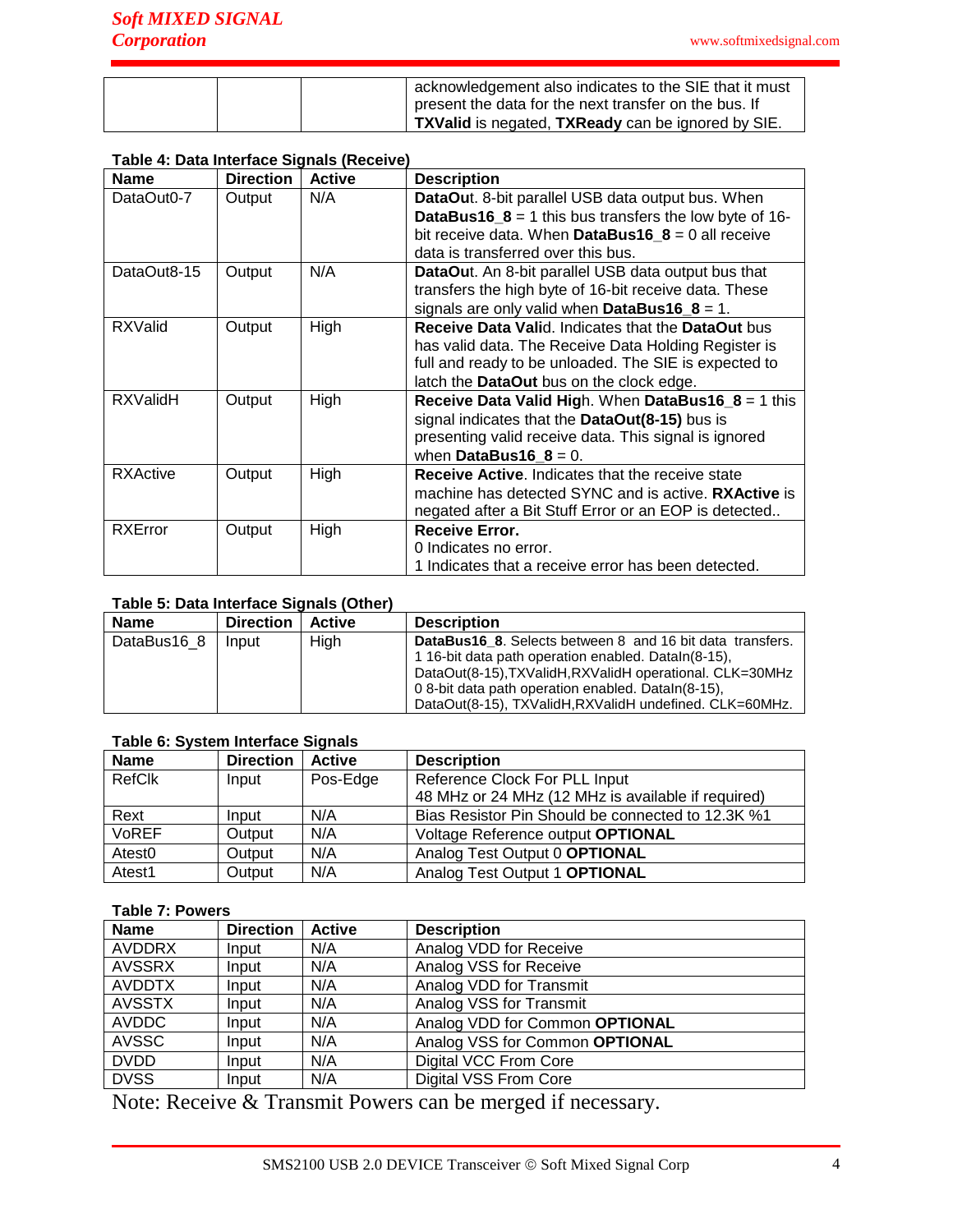| | | | acknowledgement also indicates to the SIE that it must present the data for the next transfer on the bus. If **TXValid** is negated, **TXReady** can be ignored by SIE. |
|---|---|---|---|

**Table 4: Data Interface Signals (Receive)**

| Name | Direction | Active | Description |
|---|---|---|---|
| DataOut0-7 | Output | N/A | **DataOu**t. 8-bit parallel USB data output bus. When **DataBus16_8** = 1 this bus transfers the low byte of 16-bit receive data. When **DataBus16_8** = 0 all receive data is transferred over this bus. |
| DataOut8-15 | Output | N/A | **DataOu**t. An 8-bit parallel USB data output bus that transfers the high byte of 16-bit receive data. These signals are only valid when **DataBus16_8** = 1. |
| RXValid | Output | High | **Receive Data Vali**d. Indicates that the **DataOut** bus has valid data. The Receive Data Holding Register is full and ready to be unloaded. The SIE is expected to latch the **DataOut** bus on the clock edge. |
| RXValidH | Output | High | **Receive Data Valid Hig**h. When **DataBus16_8** = 1 this signal indicates that the **DataOut(8-15)** bus is presenting valid receive data. This signal is ignored when **DataBus16_8** = 0. |
| RXActive | Output | High | **Receive Active**. Indicates that the receive state machine has detected SYNC and is active. **RXActive** is negated after a Bit Stuff Error or an EOP is detected.. |
| RXError | Output | High | **Receive Error.**<br>0 Indicates no error.<br>1 Indicates that a receive error has been detected. |

**Table 5: Data Interface Signals (Other)**

| Name | Direction | Active | Description |
|---|---|---|---|
| DataBus16_8 | Input | High | **DataBus16_8**. Selects between 8 and 16 bit data transfers.<br>1 16-bit data path operation enabled. DataIn(8-15), DataOut(8-15),TXValidH,RXValidH operational. CLK=30MHz<br>0 8-bit data path operation enabled. DataIn(8-15), DataOut(8-15), TXValidH,RXValidH undefined. CLK=60MHz. |

**Table 6: System Interface Signals**

| Name | Direction | Active | Description |
|---|---|---|---|
| RefClk | Input | Pos-Edge | Reference Clock For PLL Input<br>48 MHz or 24 MHz (12 MHz is available if required) |
| Rext | Input | N/A | Bias Resistor Pin Should be connected to 12.3K %1 |
| VoREF | Output | N/A | Voltage Reference output **OPTIONAL** |
| Atest0 | Output | N/A | Analog Test Output 0 **OPTIONAL** |
| Atest1 | Output | N/A | Analog Test Output 1 **OPTIONAL** |

**Table 7: Powers**

| Name | Direction | Active | Description |
|---|---|---|---|
| AVDDRX | Input | N/A | Analog VDD for Receive |
| AVSSRX | Input | N/A | Analog VSS for Receive |
| AVDDTX | Input | N/A | Analog VDD for Transmit |
| AVSSTX | Input | N/A | Analog VSS for Transmit |
| AVDDC | Input | N/A | Analog VDD for Common **OPTIONAL** |
| AVSSC | Input | N/A | Analog VSS for Common **OPTIONAL** |
| DVDD | Input | N/A | Digital VCC From Core |
| DVSS | Input | N/A | Digital VSS From Core |

Note: Receive & Transmit Powers can be merged if necessary.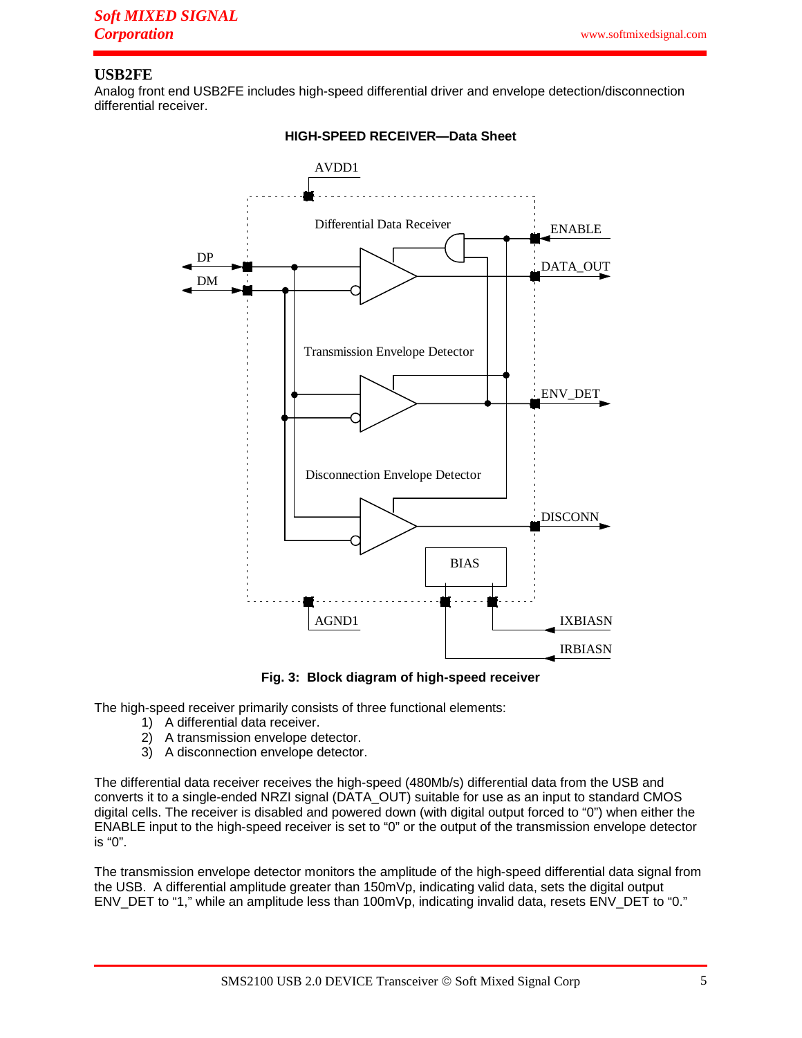## USB2FE

Analog front end USB2FE includes high-speed differential driver and envelope detection/disconnection differential receiver.

**HIGH-SPEED RECEIVER—Data Sheet**

**Fig. 3: Block diagram of high-speed receiver**

The high-speed receiver primarily consists of three functional elements:

1) A differential data receiver.
2) A transmission envelope detector.
3) A disconnection envelope detector.

The differential data receiver receives the high-speed (480Mb/s) differential data from the USB and converts it to a single-ended NRZI signal (DATA_OUT) suitable for use as an input to standard CMOS digital cells. The receiver is disabled and powered down (with digital output forced to "0") when either the ENABLE input to the high-speed receiver is set to "0" or the output of the transmission envelope detector is "0".

The transmission envelope detector monitors the amplitude of the high-speed differential data signal from the USB. A differential amplitude greater than 150mVp, indicating valid data, sets the digital output ENV_DET to "1," while an amplitude less than 100mVp, indicating invalid data, resets ENV_DET to "0."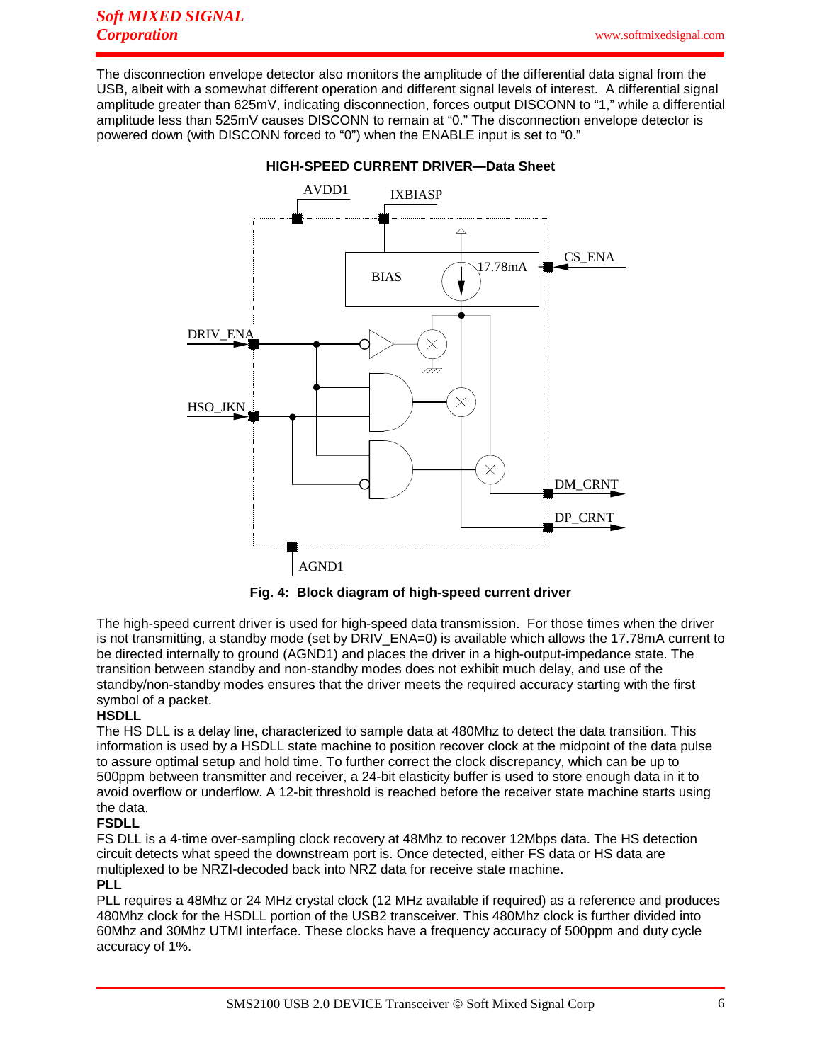The disconnection envelope detector also monitors the amplitude of the differential data signal from the USB, albeit with a somewhat different operation and different signal levels of interest. A differential signal amplitude greater than 625mV, indicating disconnection, forces output DISCONN to “1,” while a differential amplitude less than 525mV causes DISCONN to remain at “0.” The disconnection envelope detector is powered down (with DISCONN forced to “0”) when the ENABLE input is set to “0.”

**HIGH-SPEED CURRENT DRIVER—Data Sheet**

**Fig. 4: Block diagram of high-speed current driver**

The high-speed current driver is used for high-speed data transmission. For those times when the driver is not transmitting, a standby mode (set by DRIV_ENA=0) is available which allows the 17.78mA current to be directed internally to ground (AGND1) and places the driver in a high-output-impedance state. The transition between standby and non-standby modes does not exhibit much delay, and use of the standby/non-standby modes ensures that the driver meets the required accuracy starting with the first symbol of a packet.

**HSDLL**

The HS DLL is a delay line, characterized to sample data at 480Mhz to detect the data transition. This information is used by a HSDLL state machine to position recover clock at the midpoint of the data pulse to assure optimal setup and hold time. To further correct the clock discrepancy, which can be up to 500ppm between transmitter and receiver, a 24-bit elasticity buffer is used to store enough data in it to avoid overflow or underflow. A 12-bit threshold is reached before the receiver state machine starts using the data.

**FSDLL**

FS DLL is a 4-time over-sampling clock recovery at 48Mhz to recover 12Mbps data. The HS detection circuit detects what speed the downstream port is. Once detected, either FS data or HS data are multiplexed to be NRZI-decoded back into NRZ data for receive state machine.

**PLL**

PLL requires a 48Mhz or 24 MHz crystal clock (12 MHz available if required) as a reference and produces 480Mhz clock for the HSDLL portion of the USB2 transceiver. This 480Mhz clock is further divided into 60Mhz and 30Mhz UTMI interface. These clocks have a frequency accuracy of 500ppm and duty cycle accuracy of 1%.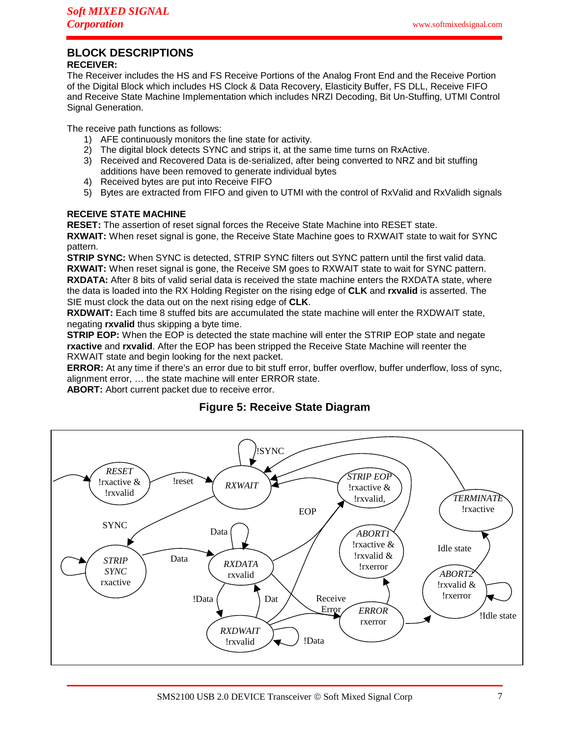## BLOCK DESCRIPTIONS

### RECEIVER:

The Receiver includes the HS and FS Receive Portions of the Analog Front End and the Receive Portion of the Digital Block which includes HS Clock & Data Recovery, Elasticity Buffer, FS DLL, Receive FIFO and Receive State Machine Implementation which includes NRZI Decoding, Bit Un-Stuffing, UTMI Control Signal Generation.

The receive path functions as follows:

1) AFE continuously monitors the line state for activity.
2) The digital block detects SYNC and strips it, at the same time turns on RxActive.
3) Received and Recovered Data is de-serialized, after being converted to NRZ and bit stuffing additions have been removed to generate individual bytes
4) Received bytes are put into Receive FIFO
5) Bytes are extracted from FIFO and given to UTMI with the control of RxValid and RxValidh signals

### RECEIVE STATE MACHINE

**RESET:** The assertion of reset signal forces the Receive State Machine into RESET state.
**RXWAIT:** When reset signal is gone, the Receive State Machine goes to RXWAIT state to wait for SYNC pattern.
**STRIP SYNC:** When SYNC is detected, STRIP SYNC filters out SYNC pattern until the first valid data.
**RXWAIT:** When reset signal is gone, the Receive SM goes to RXWAIT state to wait for SYNC pattern.
**RXDATA:** After 8 bits of valid serial data is received the state machine enters the RXDATA state, where the data is loaded into the RX Holding Register on the rising edge of **CLK** and **rxvalid** is asserted. The SIE must clock the data out on the next rising edge of **CLK**.
**RXDWAIT:** Each time 8 stuffed bits are accumulated the state machine will enter the RXDWAIT state, negating **rxvalid** thus skipping a byte time.
**STRIP EOP:** When the EOP is detected the state machine will enter the STRIP EOP state and negate **rxactive** and **rxvalid**. After the EOP has been stripped the Receive State Machine will reenter the RXWAIT state and begin looking for the next packet.
**ERROR:** At any time if there's an error due to bit stuff error, buffer overflow, buffer underflow, loss of sync, alignment error, … the state machine will enter ERROR state.
**ABORT:** Abort current packet due to receive error.

**Figure 5: Receive State Diagram**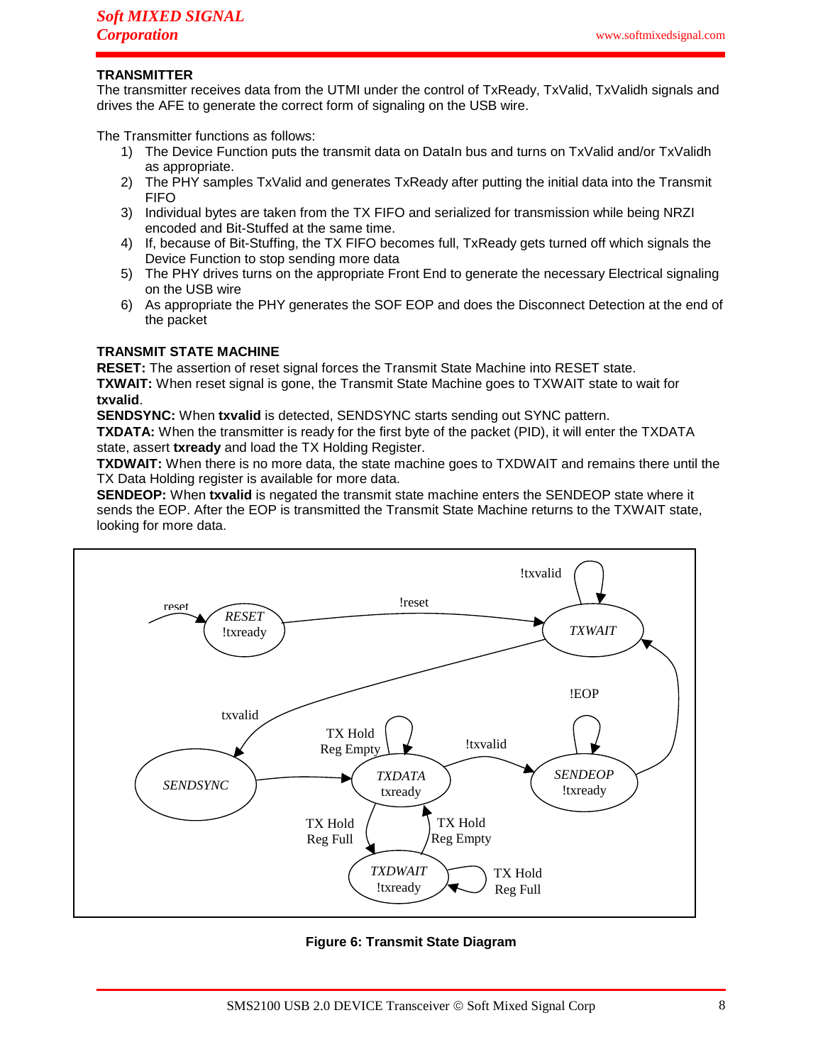**TRANSMITTER**

The transmitter receives data from the UTMI under the control of TxReady, TxValid, TxValidh signals and drives the AFE to generate the correct form of signaling on the USB wire.

The Transmitter functions as follows:

1) The Device Function puts the transmit data on DataIn bus and turns on TxValid and/or TxValidh as appropriate.
2) The PHY samples TxValid and generates TxReady after putting the initial data into the Transmit FIFO
3) Individual bytes are taken from the TX FIFO and serialized for transmission while being NRZI encoded and Bit-Stuffed at the same time.
4) If, because of Bit-Stuffing, the TX FIFO becomes full, TxReady gets turned off which signals the Device Function to stop sending more data
5) The PHY drives turns on the appropriate Front End to generate the necessary Electrical signaling on the USB wire
6) As appropriate the PHY generates the SOF EOP and does the Disconnect Detection at the end of the packet

**TRANSMIT STATE MACHINE**

**RESET:** The assertion of reset signal forces the Transmit State Machine into RESET state.
**TXWAIT:** When reset signal is gone, the Transmit State Machine goes to TXWAIT state to wait for **txvalid**.
**SENDSYNC:** When **txvalid** is detected, SENDSYNC starts sending out SYNC pattern.
**TXDATA:** When the transmitter is ready for the first byte of the packet (PID), it will enter the TXDATA state, assert **txready** and load the TX Holding Register.
**TXDWAIT:** When there is no more data, the state machine goes to TXDWAIT and remains there until the TX Data Holding register is available for more data.
**SENDEOP:** When **txvalid** is negated the transmit state machine enters the SENDEOP state where it sends the EOP. After the EOP is transmitted the Transmit State Machine returns to the TXWAIT state, looking for more data.

**Figure 6: Transmit State Diagram**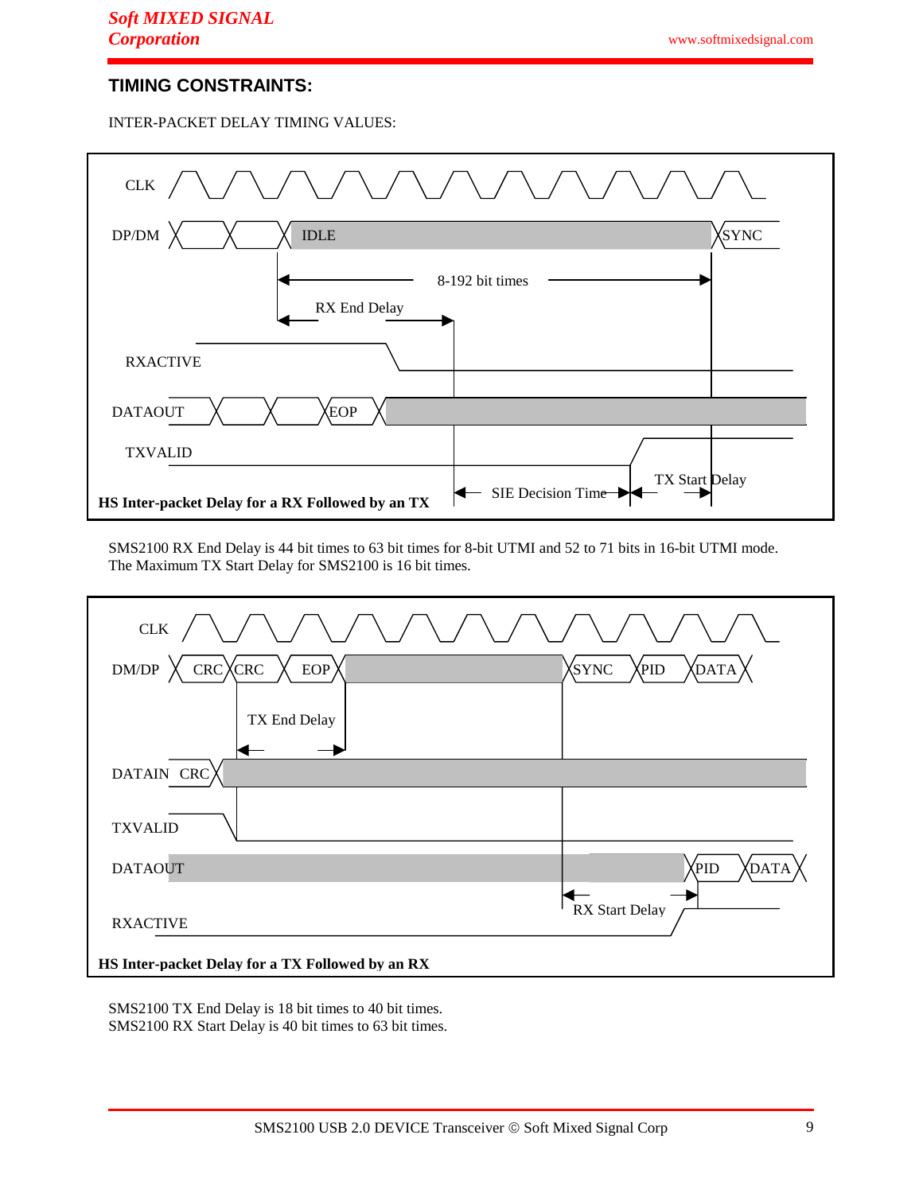## TIMING CONSTRAINTS:

INTER-PACKET DELAY TIMING VALUES:

**HS Inter-packet Delay for a RX Followed by an TX**

SMS2100 RX End Delay is 44 bit times to 63 bit times for 8-bit UTMI and 52 to 71 bits in 16-bit UTMI mode.
The Maximum TX Start Delay for SMS2100 is 16 bit times.

**HS Inter-packet Delay for a TX Followed by an RX**

SMS2100 TX End Delay is 18 bit times to 40 bit times.
SMS2100 RX Start Delay is 40 bit times to 63 bit times.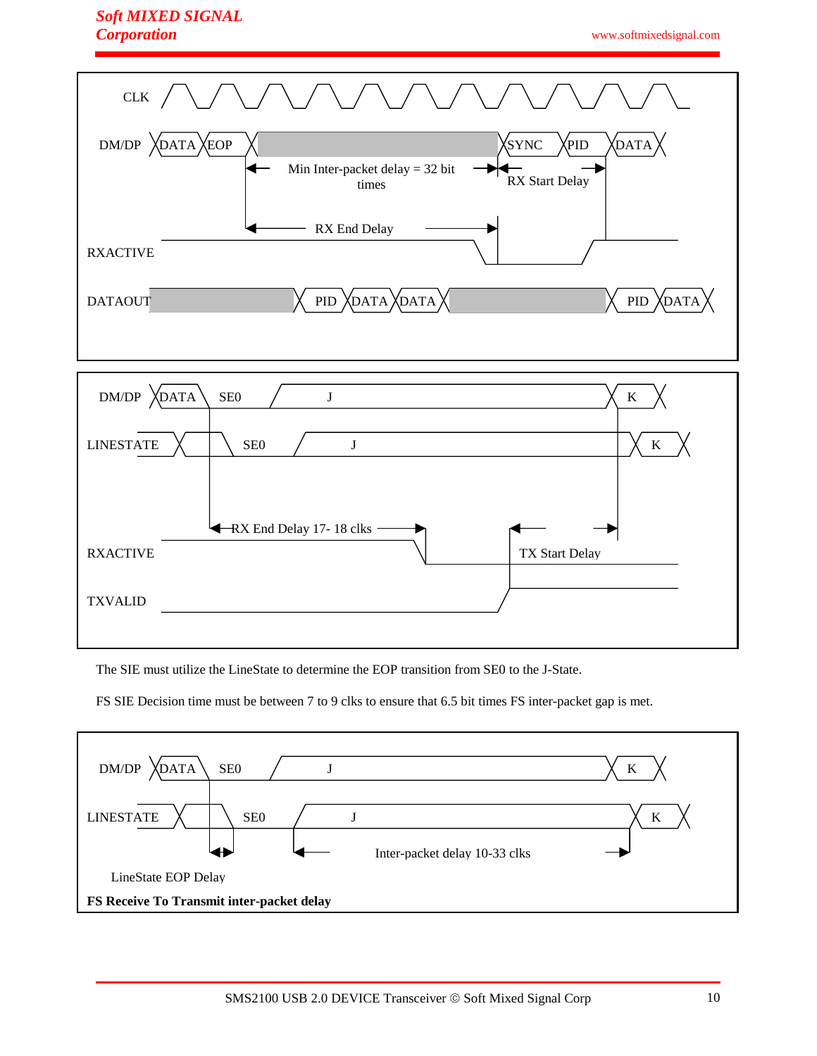CLK

DM/DP DATA EOP SYNC PID DATA

Min Inter-packet delay = 32 bit times

RX Start Delay

RX End Delay

RXACTIVE

DATAOUT PID DATA DATA PID DATA

DM/DP DATA SE0 J K

LINESTATE SE0 J K

RX End Delay 17- 18 clks

RXACTIVE

TX Start Delay

TXVALID

The SIE must utilize the LineState to determine the EOP transition from SE0 to the J-State.

FS SIE Decision time must be between 7 to 9 clks to ensure that 6.5 bit times FS inter-packet gap is met.

DM/DP DATA SE0 J K

LINESTATE SE0 J K

Inter-packet delay 10-33 clks

LineState EOP Delay

**FS Receive To Transmit inter-packet delay**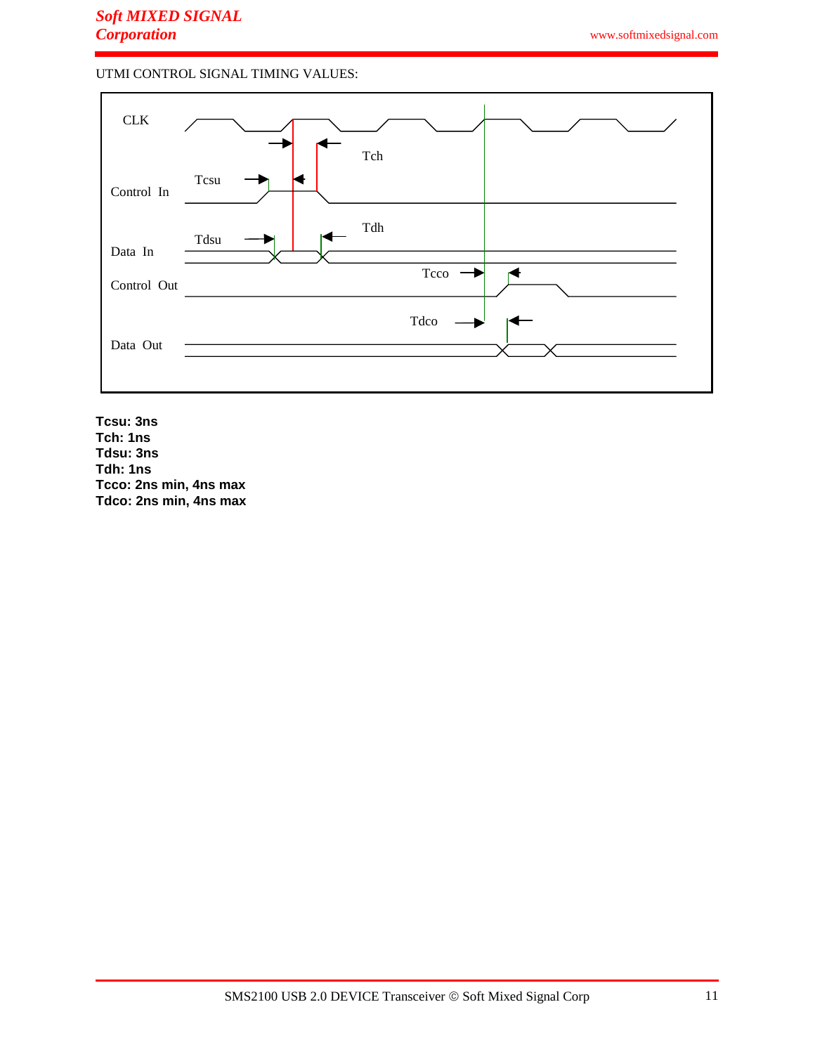UTMI CONTROL SIGNAL TIMING VALUES:

CLK

Tch

Tcsu

Control In

Tdh

Tdsu

Data In

Tcco

Control Out

Tdco

Data Out

**Tcsu: 3ns**
**Tch: 1ns**
**Tdsu: 3ns**
**Tdh: 1ns**
**Tcco: 2ns min, 4ns max**
**Tdco: 2ns min, 4ns max**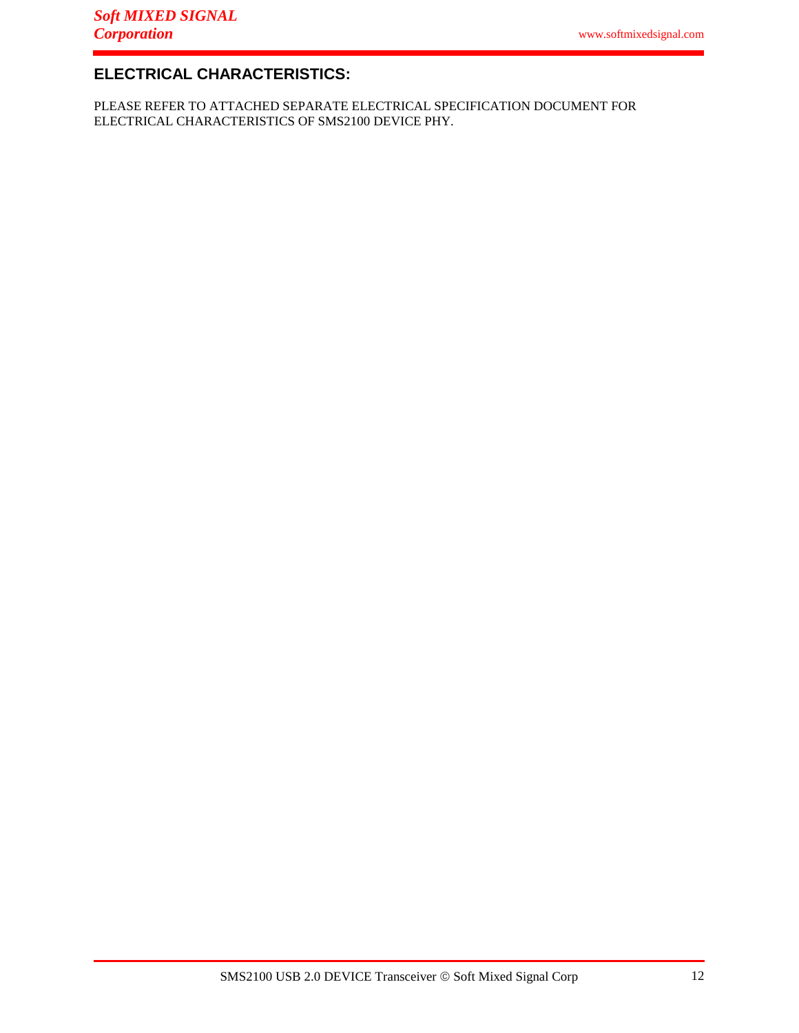## ELECTRICAL CHARACTERISTICS:

PLEASE REFER TO ATTACHED SEPARATE ELECTRICAL SPECIFICATION DOCUMENT FOR ELECTRICAL CHARACTERISTICS OF SMS2100 DEVICE PHY.